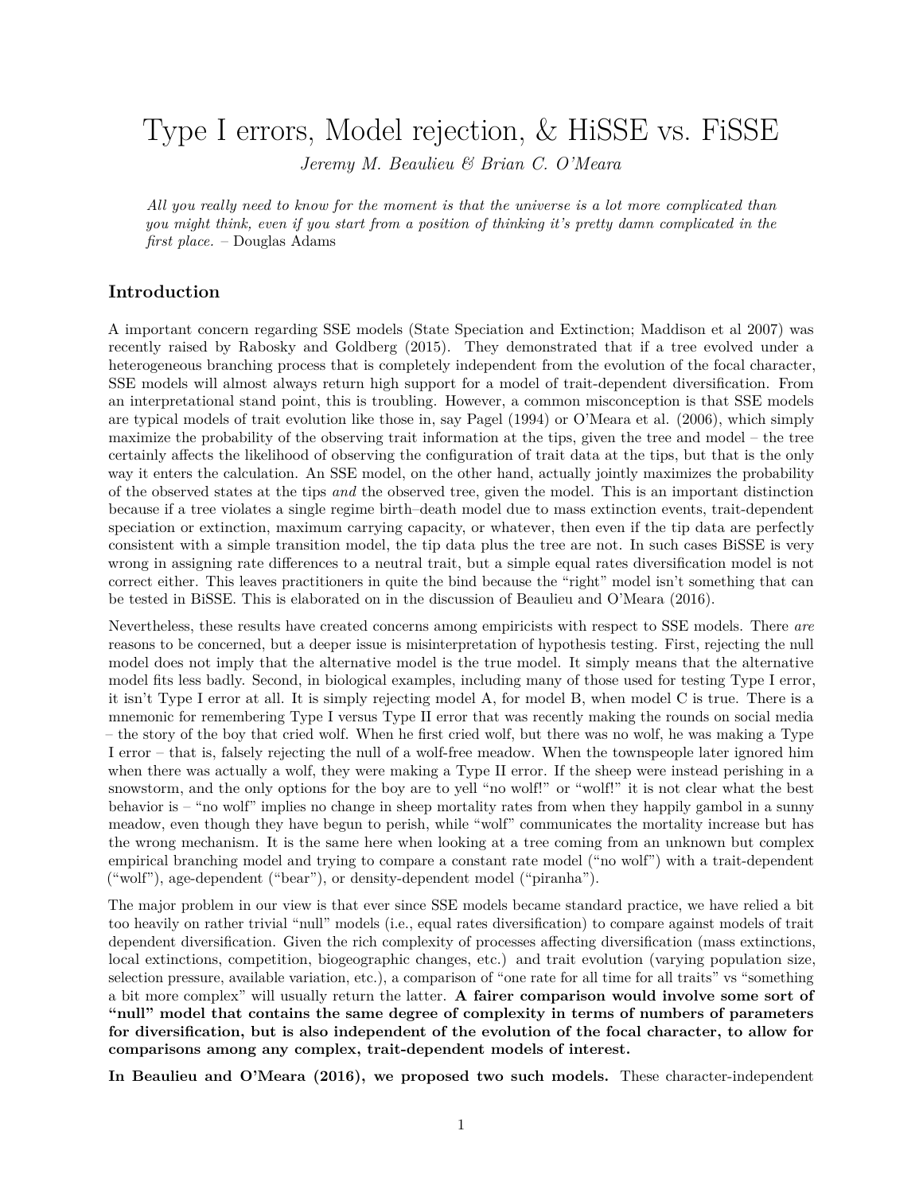# Type I errors, Model rejection, & HiSSE vs. FiSSE

*Jeremy M. Beaulieu & Brian C. O'Meara*

*All you really need to know for the moment is that the universe is a lot more complicated than you might think, even if you start from a position of thinking it's pretty damn complicated in the first place.* – Douglas Adams

## Introduction

A important concern regarding SSE models (State Speciation and Extinction; Maddison et al 2007) was recently raised by Rabosky and Goldberg (2015). They demonstrated that if a tree evolved under a heterogeneous branching process that is completely independent from the evolution of the focal character, SSE models will almost always return high support for a model of trait-dependent diversification. From an interpretational stand point, this is troubling. However, a common misconception is that SSE models are typical models of trait evolution like those in, say Pagel (1994) or O'Meara et al. (2006), which simply maximize the probability of the observing trait information at the tips, given the tree and model – the tree certainly affects the likelihood of observing the configuration of trait data at the tips, but that is the only way it enters the calculation. An SSE model, on the other hand, actually jointly maximizes the probability of the observed states at the tips *and* the observed tree, given the model. This is an important distinction because if a tree violates a single regime birth–death model due to mass extinction events, trait-dependent speciation or extinction, maximum carrying capacity, or whatever, then even if the tip data are perfectly consistent with a simple transition model, the tip data plus the tree are not. In such cases BiSSE is very wrong in assigning rate differences to a neutral trait, but a simple equal rates diversification model is not correct either. This leaves practitioners in quite the bind because the "right" model isn't something that can be tested in BiSSE. This is elaborated on in the discussion of Beaulieu and O'Meara (2016).

Nevertheless, these results have created concerns among empiricists with respect to SSE models. There *are* reasons to be concerned, but a deeper issue is misinterpretation of hypothesis testing. First, rejecting the null model does not imply that the alternative model is the true model. It simply means that the alternative model fits less badly. Second, in biological examples, including many of those used for testing Type I error, it isn't Type I error at all. It is simply rejecting model A, for model B, when model C is true. There is a mnemonic for remembering Type I versus Type II error that was recently making the rounds on social media – the story of the boy that cried wolf. When he first cried wolf, but there was no wolf, he was making a Type I error – that is, falsely rejecting the null of a wolf-free meadow. When the townspeople later ignored him when there was actually a wolf, they were making a Type II error. If the sheep were instead perishing in a snowstorm, and the only options for the boy are to yell "no wolf!" or "wolf!" it is not clear what the best behavior is – "no wolf" implies no change in sheep mortality rates from when they happily gambol in a sunny meadow, even though they have begun to perish, while "wolf" communicates the mortality increase but has the wrong mechanism. It is the same here when looking at a tree coming from an unknown but complex empirical branching model and trying to compare a constant rate model ("no wolf") with a trait-dependent ("wolf"), age-dependent ("bear"), or density-dependent model ("piranha").

The major problem in our view is that ever since SSE models became standard practice, we have relied a bit too heavily on rather trivial "null" models (i.e., equal rates diversification) to compare against models of trait dependent diversification. Given the rich complexity of processes affecting diversification (mass extinctions, local extinctions, competition, biogeographic changes, etc.) and trait evolution (varying population size, selection pressure, available variation, etc.), a comparison of "one rate for all time for all traits" vs "something a bit more complex" will usually return the latter. **A fairer comparison would involve some sort of "null" model that contains the same degree of complexity in terms of numbers of parameters for diversification, but is also independent of the evolution of the focal character, to allow for comparisons among any complex, trait-dependent models of interest.**

**In Beaulieu and O'Meara (2016), we proposed two such models.** These character-independent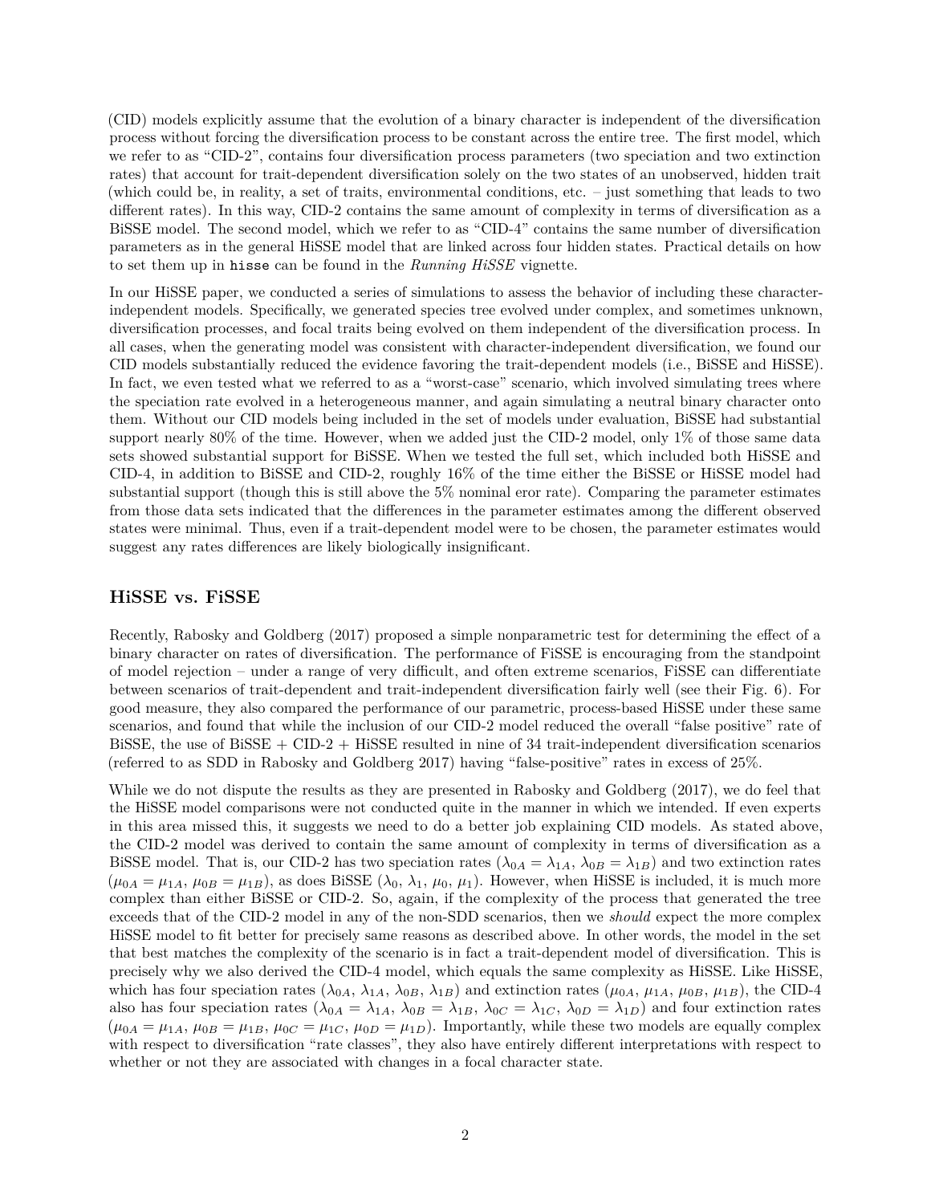(CID) models explicitly assume that the evolution of a binary character is independent of the diversification process without forcing the diversification process to be constant across the entire tree. The first model, which we refer to as "CID-2", contains four diversification process parameters (two speciation and two extinction rates) that account for trait-dependent diversification solely on the two states of an unobserved, hidden trait (which could be, in reality, a set of traits, environmental conditions, etc. – just something that leads to two different rates). In this way, CID-2 contains the same amount of complexity in terms of diversification as a BiSSE model. The second model, which we refer to as "CID-4" contains the same number of diversification parameters as in the general HiSSE model that are linked across four hidden states. Practical details on how to set them up in `hisse` can be found in the *Running HiSSE* vignette.

In our HiSSE paper, we conducted a series of simulations to assess the behavior of including these character-independent models. Specifically, we generated species tree evolved under complex, and sometimes unknown, diversification processes, and focal traits being evolved on them independent of the diversification process. In all cases, when the generating model was consistent with character-independent diversification, we found our CID models substantially reduced the evidence favoring the trait-dependent models (i.e., BiSSE and HiSSE). In fact, we even tested what we referred to as a "worst-case" scenario, which involved simulating trees where the speciation rate evolved in a heterogeneous manner, and again simulating a neutral binary character onto them. Without our CID models being included in the set of models under evaluation, BiSSE had substantial support nearly 80% of the time. However, when we added just the CID-2 model, only 1% of those same data sets showed substantial support for BiSSE. When we tested the full set, which included both HiSSE and CID-4, in addition to BiSSE and CID-2, roughly 16% of the time either the BiSSE or HiSSE model had substantial support (though this is still above the 5% nominal eror rate). Comparing the parameter estimates from those data sets indicated that the differences in the parameter estimates among the different observed states were minimal. Thus, even if a trait-dependent model were to be chosen, the parameter estimates would suggest any rates differences are likely biologically insignificant.

## HiSSE vs. FiSSE

Recently, Rabosky and Goldberg (2017) proposed a simple nonparametric test for determining the effect of a binary character on rates of diversification. The performance of FiSSE is encouraging from the standpoint of model rejection – under a range of very difficult, and often extreme scenarios, FiSSE can differentiate between scenarios of trait-dependent and trait-independent diversification fairly well (see their Fig. 6). For good measure, they also compared the performance of our parametric, process-based HiSSE under these same scenarios, and found that while the inclusion of our CID-2 model reduced the overall "false positive" rate of BiSSE, the use of BiSSE + CID-2 + HiSSE resulted in nine of 34 trait-independent diversification scenarios (referred to as SDD in Rabosky and Goldberg 2017) having "false-positive" rates in excess of 25%.

While we do not dispute the results as they are presented in Rabosky and Goldberg (2017), we do feel that the HiSSE model comparisons were not conducted quite in the manner in which we intended. If even experts in this area missed this, it suggests we need to do a better job explaining CID models. As stated above, the CID-2 model was derived to contain the same amount of complexity in terms of diversification as a BiSSE model. That is, our CID-2 has two speciation rates ($\lambda_{0A} = \lambda_{1A}$, $\lambda_{0B} = \lambda_{1B}$) and two extinction rates ($\mu_{0A} = \mu_{1A}$, $\mu_{0B} = \mu_{1B}$), as does BiSSE ($\lambda_0$, $\lambda_1$, $\mu_0$, $\mu_1$). However, when HiSSE is included, it is much more complex than either BiSSE or CID-2. So, again, if the complexity of the process that generated the tree exceeds that of the CID-2 model in any of the non-SDD scenarios, then we *should* expect the more complex HiSSE model to fit better for precisely same reasons as described above. In other words, the model in the set that best matches the complexity of the scenario is in fact a trait-dependent model of diversification. This is precisely why we also derived the CID-4 model, which equals the same complexity as HiSSE. Like HiSSE, which has four speciation rates ($\lambda_{0A}$, $\lambda_{1A}$, $\lambda_{0B}$, $\lambda_{1B}$) and extinction rates ($\mu_{0A}$, $\mu_{1A}$, $\mu_{0B}$, $\mu_{1B}$), the CID-4 also has four speciation rates ($\lambda_{0A} = \lambda_{1A}$, $\lambda_{0B} = \lambda_{1B}$, $\lambda_{0C} = \lambda_{1C}$, $\lambda_{0D} = \lambda_{1D}$) and four extinction rates ($\mu_{0A} = \mu_{1A}$, $\mu_{0B} = \mu_{1B}$, $\mu_{0C} = \mu_{1C}$, $\mu_{0D} = \mu_{1D}$). Importantly, while these two models are equally complex with respect to diversification "rate classes", they also have entirely different interpretations with respect to whether or not they are associated with changes in a focal character state.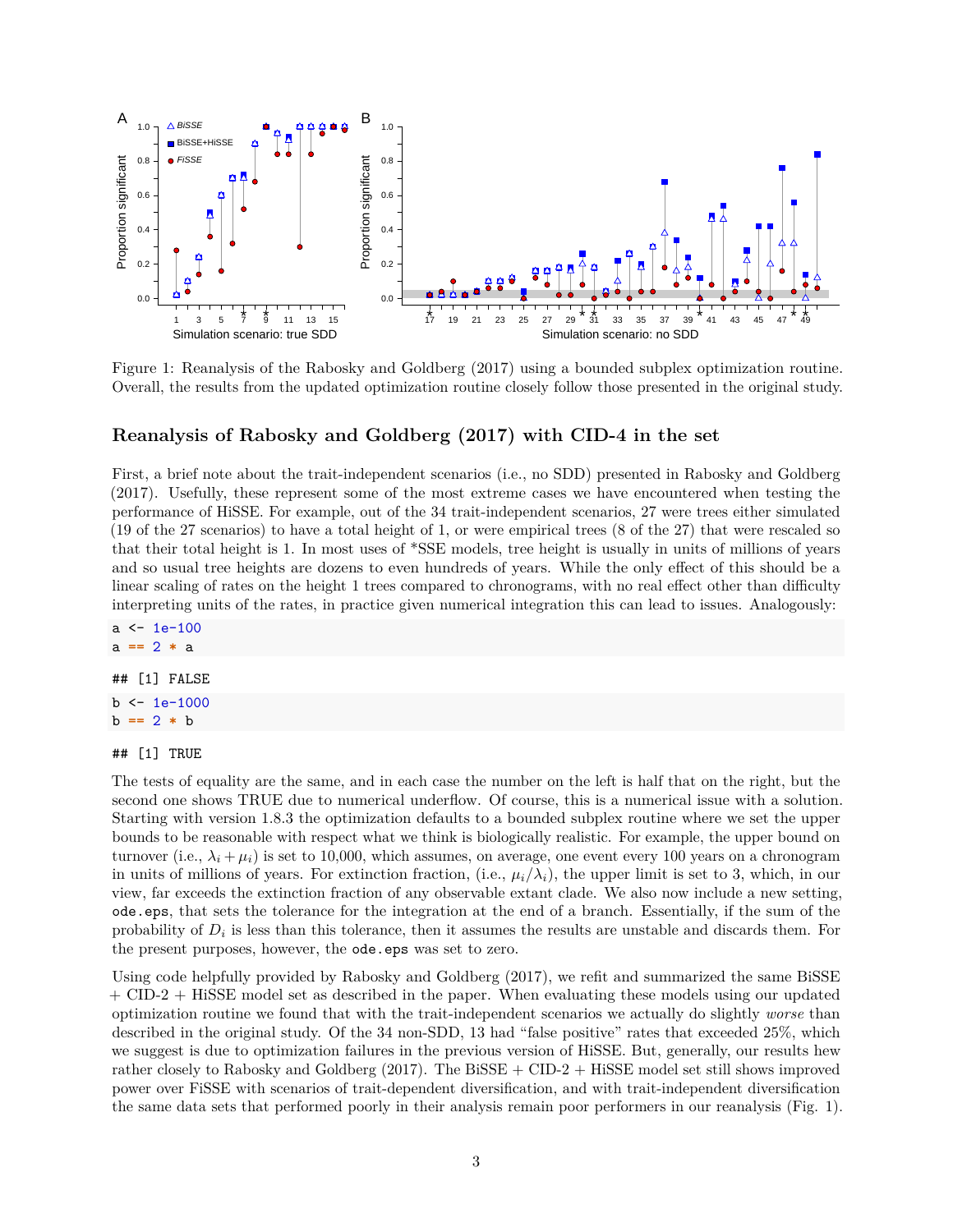Figure 1: Reanalysis of the Rabosky and Goldberg (2017) using a bounded subplex optimization routine. Overall, the results from the updated optimization routine closely follow those presented in the original study.

## Reanalysis of Rabosky and Goldberg (2017) with CID-4 in the set

First, a brief note about the trait-independent scenarios (i.e., no SDD) presented in Rabosky and Goldberg (2017). Usefully, these represent some of the most extreme cases we have encountered when testing the performance of HiSSE. For example, out of the 34 trait-independent scenarios, 27 were trees either simulated (19 of the 27 scenarios) to have a total height of 1, or were empirical trees (8 of the 27) that were rescaled so that their total height is 1. In most uses of *SSE models, tree height is usually in units of millions of years and so usual tree heights are dozens to even hundreds of years. While the only effect of this should be a linear scaling of rates on the height 1 trees compared to chronograms, with no real effect other than difficulty interpreting units of the rates, in practice given numerical integration this can lead to issues. Analogously:

```
a <- 1e-100
a == 2 * a
```

```
## [1] FALSE
```

```
b <- 1e-1000
b == 2 * b
```

```
## [1] TRUE
```

The tests of equality are the same, and in each case the number on the left is half that on the right, but the second one shows TRUE due to numerical underflow. Of course, this is a numerical issue with a solution. Starting with version 1.8.3 the optimization defaults to a bounded subplex routine where we set the upper bounds to be reasonable with respect what we think is biologically realistic. For example, the upper bound on turnover (i.e., $\lambda_i + \mu_i$) is set to 10,000, which assumes, on average, one event every 100 years on a chronogram in units of millions of years. For extinction fraction, (i.e., $\mu_i/\lambda_i$), the upper limit is set to 3, which, in our view, far exceeds the extinction fraction of any observable extant clade. We also now include a new setting, `ode.eps`, that sets the tolerance for the integration at the end of a branch. Essentially, if the sum of the probability of $D_i$ is less than this tolerance, then it assumes the results are unstable and discards them. For the present purposes, however, the `ode.eps` was set to zero.

Using code helpfully provided by Rabosky and Goldberg (2017), we refit and summarized the same BiSSE + CID-2 + HiSSE model set as described in the paper. When evaluating these models using our updated optimization routine we found that with the trait-independent scenarios we actually do slightly *worse* than described in the original study. Of the 34 non-SDD, 13 had "false positive" rates that exceeded 25%, which we suggest is due to optimization failures in the previous version of HiSSE. But, generally, our results hew rather closely to Rabosky and Goldberg (2017). The BiSSE + CID-2 + HiSSE model set still shows improved power over FiSSE with scenarios of trait-dependent diversification, and with trait-independent diversification the same data sets that performed poorly in their analysis remain poor performers in our reanalysis (Fig. 1).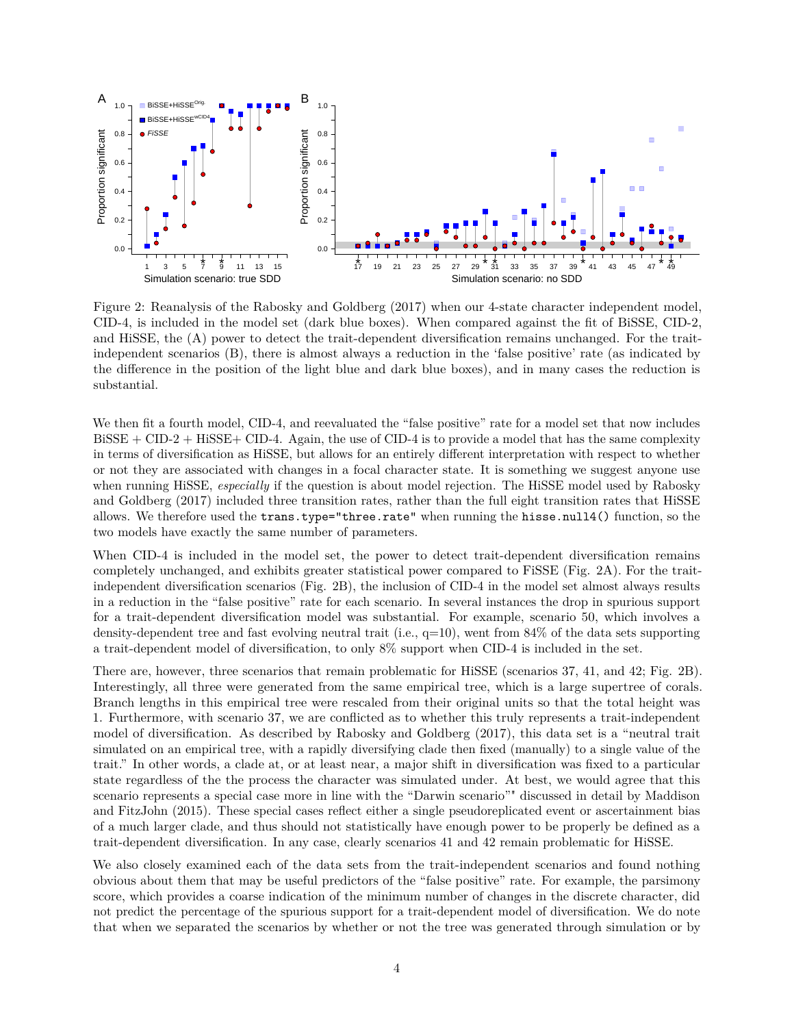Figure 2: Reanalysis of the Rabosky and Goldberg (2017) when our 4-state character independent model, CID-4, is included in the model set (dark blue boxes). When compared against the fit of BiSSE, CID-2, and HiSSE, the (A) power to detect the trait-dependent diversification remains unchanged. For the trait-independent scenarios (B), there is almost always a reduction in the 'false positive' rate (as indicated by the difference in the position of the light blue and dark blue boxes), and in many cases the reduction is substantial.

We then fit a fourth model, CID-4, and reevaluated the "false positive" rate for a model set that now includes BiSSE + CID-2 + HiSSE+ CID-4. Again, the use of CID-4 is to provide a model that has the same complexity in terms of diversification as HiSSE, but allows for an entirely different interpretation with respect to whether or not they are associated with changes in a focal character state. It is something we suggest anyone use when running HiSSE, *especially* if the question is about model rejection. The HiSSE model used by Rabosky and Goldberg (2017) included three transition rates, rather than the full eight transition rates that HiSSE allows. We therefore used the `trans.type="three.rate"` when running the `hisse.null4()` function, so the two models have exactly the same number of parameters.

When CID-4 is included in the model set, the power to detect trait-dependent diversification remains completely unchanged, and exhibits greater statistical power compared to FiSSE (Fig. 2A). For the trait-independent diversification scenarios (Fig. 2B), the inclusion of CID-4 in the model set almost always results in a reduction in the "false positive" rate for each scenario. In several instances the drop in spurious support for a trait-dependent diversification model was substantial. For example, scenario 50, which involves a density-dependent tree and fast evolving neutral trait (i.e., q=10), went from 84% of the data sets supporting a trait-dependent model of diversification, to only 8% support when CID-4 is included in the set.

There are, however, three scenarios that remain problematic for HiSSE (scenarios 37, 41, and 42; Fig. 2B). Interestingly, all three were generated from the same empirical tree, which is a large supertree of corals. Branch lengths in this empirical tree were rescaled from their original units so that the total height was 1. Furthermore, with scenario 37, we are conflicted as to whether this truly represents a trait-independent model of diversification. As described by Rabosky and Goldberg (2017), this data set is a "neutral trait simulated on an empirical tree, with a rapidly diversifying clade then fixed (manually) to a single value of the trait." In other words, a clade at, or at least near, a major shift in diversification was fixed to a particular state regardless of the the process the character was simulated under. At best, we would agree that this scenario represents a special case more in line with the "Darwin scenario"" discussed in detail by Maddison and FitzJohn (2015). These special cases reflect either a single pseudoreplicated event or ascertainment bias of a much larger clade, and thus should not statistically have enough power to be properly be defined as a trait-dependent diversification. In any case, clearly scenarios 41 and 42 remain problematic for HiSSE.

We also closely examined each of the data sets from the trait-independent scenarios and found nothing obvious about them that may be useful predictors of the "false positive" rate. For example, the parsimony score, which provides a coarse indication of the minimum number of changes in the discrete character, did not predict the percentage of the spurious support for a trait-dependent model of diversification. We do note that when we separated the scenarios by whether or not the tree was generated through simulation or by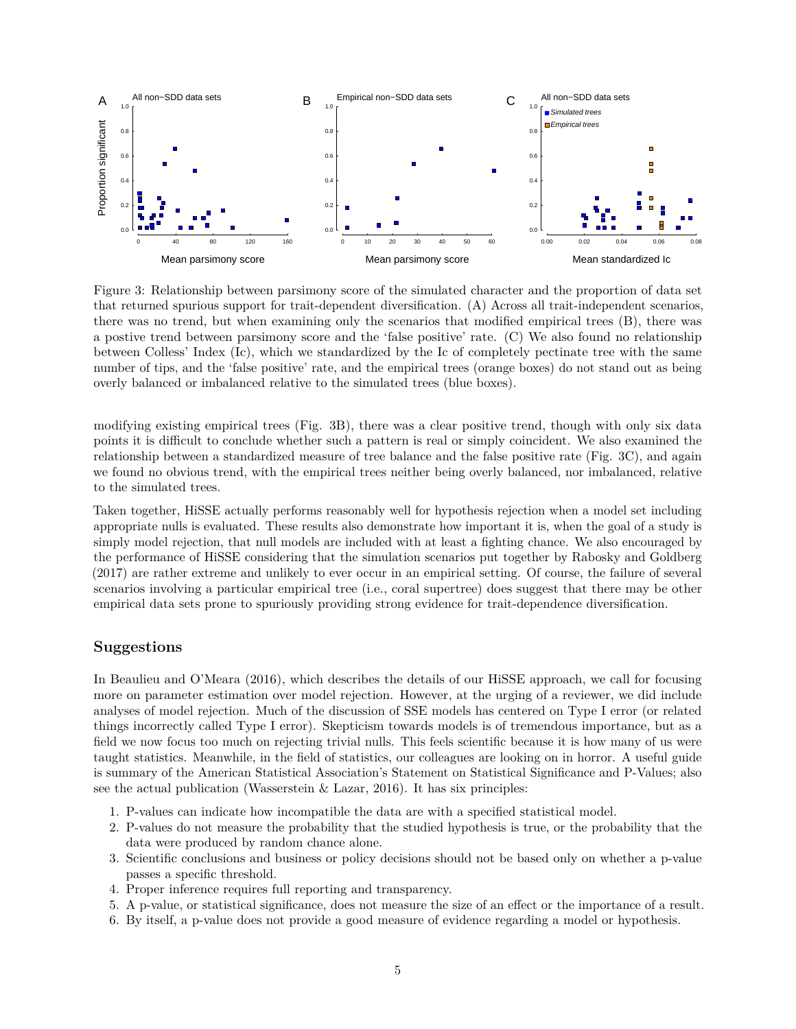Figure 3: Relationship between parsimony score of the simulated character and the proportion of data set that returned spurious support for trait-dependent diversification. (A) Across all trait-independent scenarios, there was no trend, but when examining only the scenarios that modified empirical trees (B), there was a postive trend between parsimony score and the 'false positive' rate. (C) We also found no relationship between Colless' Index (Ic), which we standardized by the Ic of completely pectinate tree with the same number of tips, and the 'false positive' rate, and the empirical trees (orange boxes) do not stand out as being overly balanced or imbalanced relative to the simulated trees (blue boxes).

modifying existing empirical trees (Fig. 3B), there was a clear positive trend, though with only six data points it is difficult to conclude whether such a pattern is real or simply coincident. We also examined the relationship between a standardized measure of tree balance and the false positive rate (Fig. 3C), and again we found no obvious trend, with the empirical trees neither being overly balanced, nor imbalanced, relative to the simulated trees.

Taken together, HiSSE actually performs reasonably well for hypothesis rejection when a model set including appropriate nulls is evaluated. These results also demonstrate how important it is, when the goal of a study is simply model rejection, that null models are included with at least a fighting chance. We also encouraged by the performance of HiSSE considering that the simulation scenarios put together by Rabosky and Goldberg (2017) are rather extreme and unlikely to ever occur in an empirical setting. Of course, the failure of several scenarios involving a particular empirical tree (i.e., coral supertree) does suggest that there may be other empirical data sets prone to spuriously providing strong evidence for trait-dependence diversification.

## Suggestions

In Beaulieu and O'Meara (2016), which describes the details of our HiSSE approach, we call for focusing more on parameter estimation over model rejection. However, at the urging of a reviewer, we did include analyses of model rejection. Much of the discussion of SSE models has centered on Type I error (or related things incorrectly called Type I error). Skepticism towards models is of tremendous importance, but as a field we now focus too much on rejecting trivial nulls. This feels scientific because it is how many of us were taught statistics. Meanwhile, in the field of statistics, our colleagues are looking on in horror. A useful guide is summary of the American Statistical Association's Statement on Statistical Significance and P-Values; also see the actual publication (Wasserstein & Lazar, 2016). It has six principles:

1. P-values can indicate how incompatible the data are with a specified statistical model.
2. P-values do not measure the probability that the studied hypothesis is true, or the probability that the data were produced by random chance alone.
3. Scientific conclusions and business or policy decisions should not be based only on whether a p-value passes a specific threshold.
4. Proper inference requires full reporting and transparency.
5. A p-value, or statistical significance, does not measure the size of an effect or the importance of a result.
6. By itself, a p-value does not provide a good measure of evidence regarding a model or hypothesis.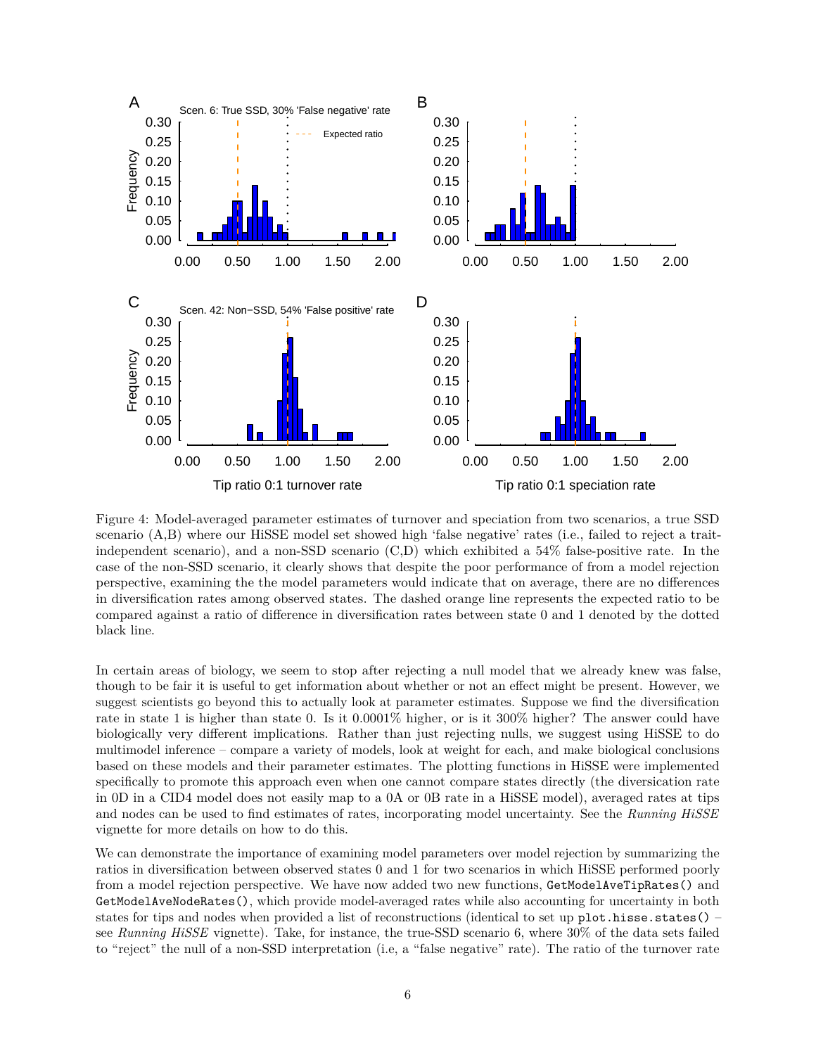Figure 4: Model-averaged parameter estimates of turnover and speciation from two scenarios, a true SSD scenario (A,B) where our HiSSE model set showed high 'false negative' rates (i.e., failed to reject a trait-independent scenario), and a non-SSD scenario (C,D) which exhibited a 54% false-positive rate. In the case of the non-SSD scenario, it clearly shows that despite the poor performance of from a model rejection perspective, examining the the model parameters would indicate that on average, there are no differences in diversification rates among observed states. The dashed orange line represents the expected ratio to be compared against a ratio of difference in diversification rates between state 0 and 1 denoted by the dotted black line.

In certain areas of biology, we seem to stop after rejecting a null model that we already knew was false, though to be fair it is useful to get information about whether or not an effect might be present. However, we suggest scientists go beyond this to actually look at parameter estimates. Suppose we find the diversification rate in state 1 is higher than state 0. Is it 0.0001% higher, or is it 300% higher? The answer could have biologically very different implications. Rather than just rejecting nulls, we suggest using HiSSE to do multimodel inference – compare a variety of models, look at weight for each, and make biological conclusions based on these models and their parameter estimates. The plotting functions in HiSSE were implemented specifically to promote this approach even when one cannot compare states directly (the diversication rate in 0D in a CID4 model does not easily map to a 0A or 0B rate in a HiSSE model), averaged rates at tips and nodes can be used to find estimates of rates, incorporating model uncertainty. See the *Running HiSSE* vignette for more details on how to do this.

We can demonstrate the importance of examining model parameters over model rejection by summarizing the ratios in diversification between observed states 0 and 1 for two scenarios in which HiSSE performed poorly from a model rejection perspective. We have now added two new functions, `GetModelAveTipRates()` and `GetModelAveNodeRates()`, which provide model-averaged rates while also accounting for uncertainty in both states for tips and nodes when provided a list of reconstructions (identical to set up `plot.hisse.states()` – see *Running HiSSE* vignette). Take, for instance, the true-SSD scenario 6, where 30% of the data sets failed to "reject" the null of a non-SSD interpretation (i.e, a "false negative" rate). The ratio of the turnover rate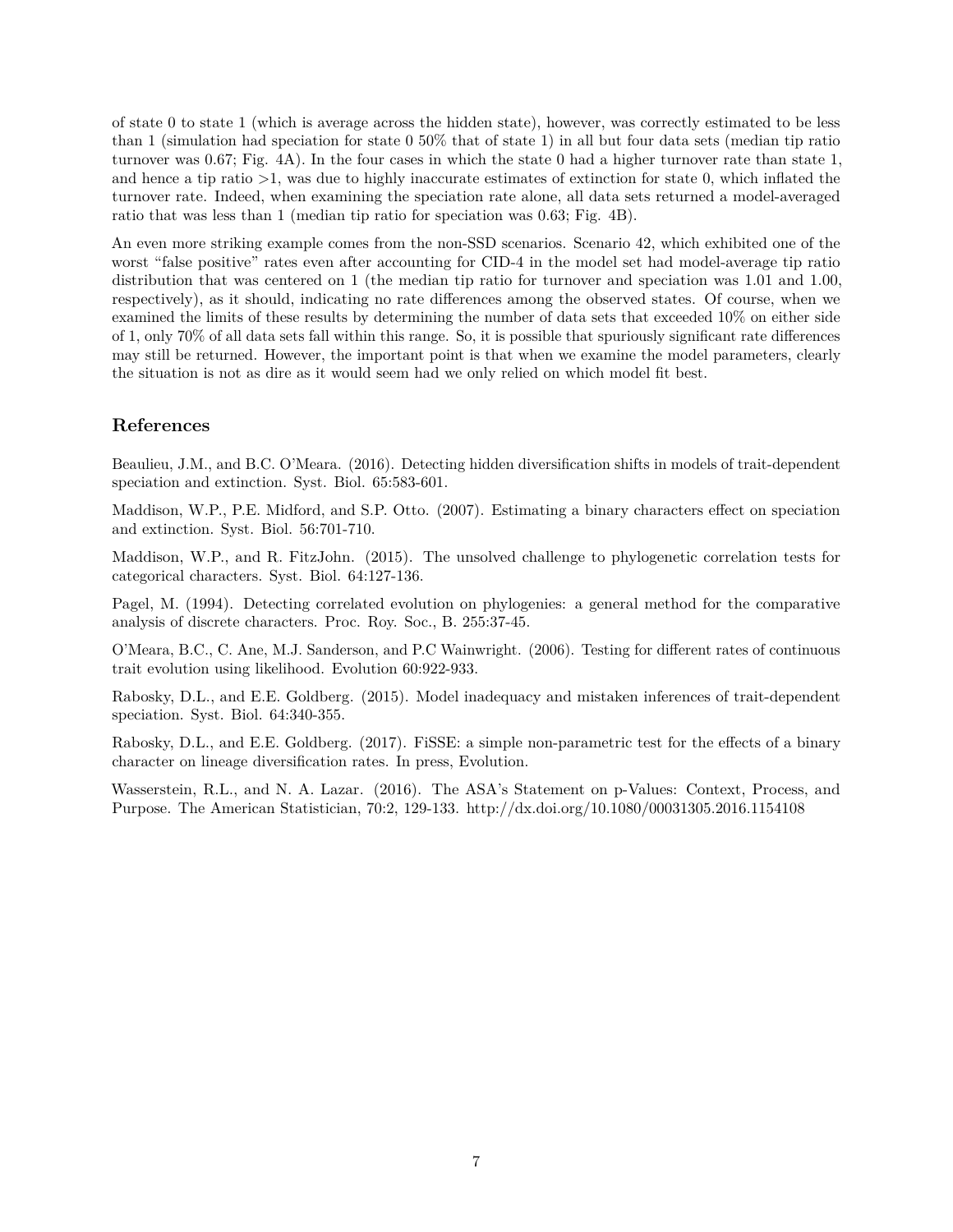of state 0 to state 1 (which is average across the hidden state), however, was correctly estimated to be less than 1 (simulation had speciation for state 0 50% that of state 1) in all but four data sets (median tip ratio turnover was 0.67; Fig. 4A). In the four cases in which the state 0 had a higher turnover rate than state 1, and hence a tip ratio >1, was due to highly inaccurate estimates of extinction for state 0, which inflated the turnover rate. Indeed, when examining the speciation rate alone, all data sets returned a model-averaged ratio that was less than 1 (median tip ratio for speciation was 0.63; Fig. 4B).

An even more striking example comes from the non-SSD scenarios. Scenario 42, which exhibited one of the worst "false positive" rates even after accounting for CID-4 in the model set had model-average tip ratio distribution that was centered on 1 (the median tip ratio for turnover and speciation was 1.01 and 1.00, respectively), as it should, indicating no rate differences among the observed states. Of course, when we examined the limits of these results by determining the number of data sets that exceeded 10% on either side of 1, only 70% of all data sets fall within this range. So, it is possible that spuriously significant rate differences may still be returned. However, the important point is that when we examine the model parameters, clearly the situation is not as dire as it would seem had we only relied on which model fit best.

## References

Beaulieu, J.M., and B.C. O'Meara. (2016). Detecting hidden diversification shifts in models of trait-dependent speciation and extinction. Syst. Biol. 65:583-601.

Maddison, W.P., P.E. Midford, and S.P. Otto. (2007). Estimating a binary characters effect on speciation and extinction. Syst. Biol. 56:701-710.

Maddison, W.P., and R. FitzJohn. (2015). The unsolved challenge to phylogenetic correlation tests for categorical characters. Syst. Biol. 64:127-136.

Pagel, M. (1994). Detecting correlated evolution on phylogenies: a general method for the comparative analysis of discrete characters. Proc. Roy. Soc., B. 255:37-45.

O'Meara, B.C., C. Ane, M.J. Sanderson, and P.C Wainwright. (2006). Testing for different rates of continuous trait evolution using likelihood. Evolution 60:922-933.

Rabosky, D.L., and E.E. Goldberg. (2015). Model inadequacy and mistaken inferences of trait-dependent speciation. Syst. Biol. 64:340-355.

Rabosky, D.L., and E.E. Goldberg. (2017). FiSSE: a simple non-parametric test for the effects of a binary character on lineage diversification rates. In press, Evolution.

Wasserstein, R.L., and N. A. Lazar. (2016). The ASA's Statement on p-Values: Context, Process, and Purpose. The American Statistician, 70:2, 129-133. http://dx.doi.org/10.1080/00031305.2016.1154108